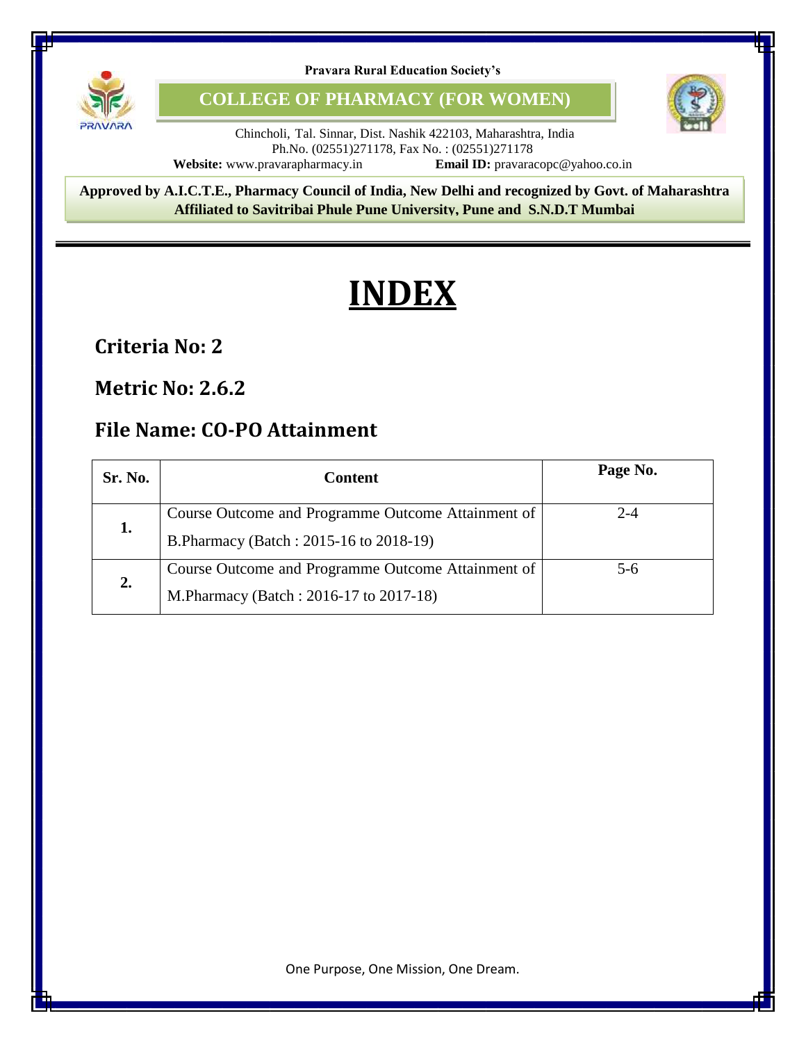Pravara Rural Education Society's

**COLLEGE OF PHARMACY (FOR WOMEN)**

Chincholi, Tal. Sinnar, Dist. Nashik 422103, Maharashtra, India
Ph.No. (02551)271178, Fax No. : (02551)271178
**Website:** www.pravarapharmacy.in **Email ID:** pravaracopc@yahoo.co.in

**Approved by A.I.C.T.E., Pharmacy Council of India, New Delhi and recognized by Govt. of Maharashtra**
**Affiliated to Savitribai Phule Pune University, Pune and S.N.D.T Mumbai**

# INDEX

## Criteria No: 2

## Metric No: 2.6.2

## File Name: CO-PO Attainment

| Sr. No. | Content | Page No. |
|---|---|---|
| 1. | Course Outcome and Programme Outcome Attainment of B.Pharmacy (Batch : 2015-16 to 2018-19) | 2-4 |
| 2. | Course Outcome and Programme Outcome Attainment of M.Pharmacy (Batch : 2016-17 to 2017-18) | 5-6 |

One Purpose, One Mission, One Dream.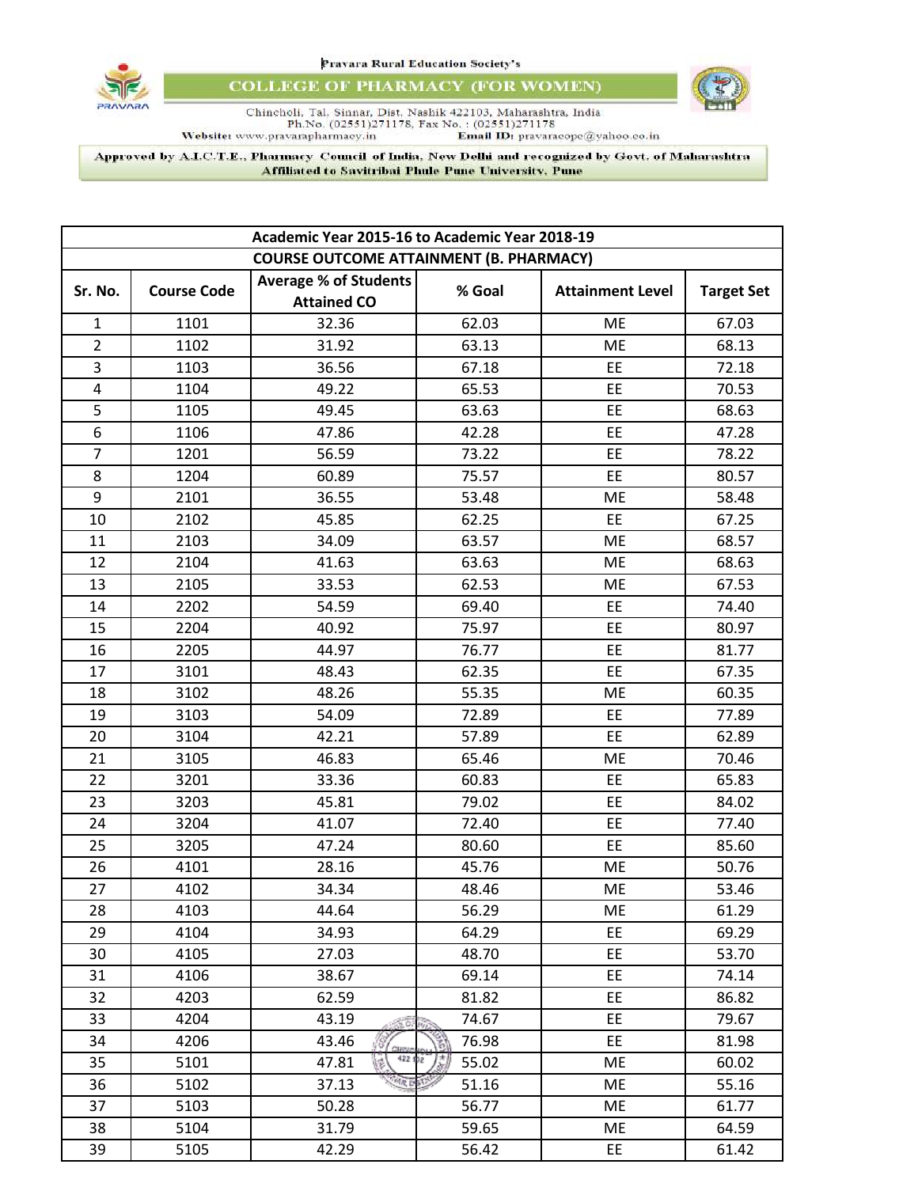Pravara Rural Education Society's

# COLLEGE OF PHARMACY (FOR WOMEN)

Chincholi, Tal. Sinnar, Dist. Nashik 422103, Maharashtra, India
Ph.No. (02551)271178, Fax No. : (02551)271178
Website: www.pravarapharmacy.in Email ID: pravaracope@yahoo.co.in

Approved by A.I.C.T.E., Pharmacy Council of India, New Delhi and recognized by Govt. of Maharashtra
Affiliated to Savitribai Phule Pune University, Pune

| Academic Year 2015-16 to Academic Year 2018-19 | | | | | |
|---|---|---|---|---|---|
| COURSE OUTCOME ATTAINMENT (B. PHARMACY) | | | | | |
| Sr. No. | Course Code | Average % of Students Attained CO | % Goal | Attainment Level | Target Set |
| 1 | 1101 | 32.36 | 62.03 | ME | 67.03 |
| 2 | 1102 | 31.92 | 63.13 | ME | 68.13 |
| 3 | 1103 | 36.56 | 67.18 | EE | 72.18 |
| 4 | 1104 | 49.22 | 65.53 | EE | 70.53 |
| 5 | 1105 | 49.45 | 63.63 | EE | 68.63 |
| 6 | 1106 | 47.86 | 42.28 | EE | 47.28 |
| 7 | 1201 | 56.59 | 73.22 | EE | 78.22 |
| 8 | 1204 | 60.89 | 75.57 | EE | 80.57 |
| 9 | 2101 | 36.55 | 53.48 | ME | 58.48 |
| 10 | 2102 | 45.85 | 62.25 | EE | 67.25 |
| 11 | 2103 | 34.09 | 63.57 | ME | 68.57 |
| 12 | 2104 | 41.63 | 63.63 | ME | 68.63 |
| 13 | 2105 | 33.53 | 62.53 | ME | 67.53 |
| 14 | 2202 | 54.59 | 69.40 | EE | 74.40 |
| 15 | 2204 | 40.92 | 75.97 | EE | 80.97 |
| 16 | 2205 | 44.97 | 76.77 | EE | 81.77 |
| 17 | 3101 | 48.43 | 62.35 | EE | 67.35 |
| 18 | 3102 | 48.26 | 55.35 | ME | 60.35 |
| 19 | 3103 | 54.09 | 72.89 | EE | 77.89 |
| 20 | 3104 | 42.21 | 57.89 | EE | 62.89 |
| 21 | 3105 | 46.83 | 65.46 | ME | 70.46 |
| 22 | 3201 | 33.36 | 60.83 | EE | 65.83 |
| 23 | 3203 | 45.81 | 79.02 | EE | 84.02 |
| 24 | 3204 | 41.07 | 72.40 | EE | 77.40 |
| 25 | 3205 | 47.24 | 80.60 | EE | 85.60 |
| 26 | 4101 | 28.16 | 45.76 | ME | 50.76 |
| 27 | 4102 | 34.34 | 48.46 | ME | 53.46 |
| 28 | 4103 | 44.64 | 56.29 | ME | 61.29 |
| 29 | 4104 | 34.93 | 64.29 | EE | 69.29 |
| 30 | 4105 | 27.03 | 48.70 | EE | 53.70 |
| 31 | 4106 | 38.67 | 69.14 | EE | 74.14 |
| 32 | 4203 | 62.59 | 81.82 | EE | 86.82 |
| 33 | 4204 | 43.19 | 74.67 | EE | 79.67 |
| 34 | 4206 | 43.46 | 76.98 | EE | 81.98 |
| 35 | 5101 | 47.81 | 55.02 | ME | 60.02 |
| 36 | 5102 | 37.13 | 51.16 | ME | 55.16 |
| 37 | 5103 | 50.28 | 56.77 | ME | 61.77 |
| 38 | 5104 | 31.79 | 59.65 | ME | 64.59 |
| 39 | 5105 | 42.29 | 56.42 | EE | 61.42 |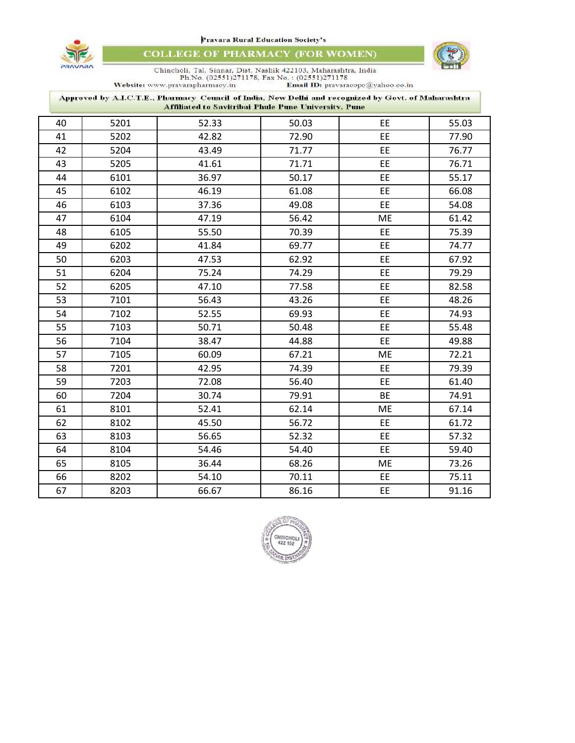Pravara Rural Education Society's

# COLLEGE OF PHARMACY (FOR WOMEN)

Chincholi, Tal. Sinnar, Dist. Nashik 422103, Maharashtra, India
Ph.No. (02551)271178, Fax No. : (02551)271178
Website: www.pravarapharmacy.in Email ID: pravaracopc@yahoo.co.in

Approved by A.I.C.T.E., Pharmacy Council of India, New Delhi and recognized by Govt. of Maharashtra
Affiliated to Savitribai Phule Pune University, Pune

| | | | | | |
|---|---|---|---|---|---|
| 40 | 5201 | 52.33 | 50.03 | EE | 55.03 |
| 41 | 5202 | 42.82 | 72.90 | EE | 77.90 |
| 42 | 5204 | 43.49 | 71.77 | EE | 76.77 |
| 43 | 5205 | 41.61 | 71.71 | EE | 76.71 |
| 44 | 6101 | 36.97 | 50.17 | EE | 55.17 |
| 45 | 6102 | 46.19 | 61.08 | EE | 66.08 |
| 46 | 6103 | 37.36 | 49.08 | EE | 54.08 |
| 47 | 6104 | 47.19 | 56.42 | ME | 61.42 |
| 48 | 6105 | 55.50 | 70.39 | EE | 75.39 |
| 49 | 6202 | 41.84 | 69.77 | EE | 74.77 |
| 50 | 6203 | 47.53 | 62.92 | EE | 67.92 |
| 51 | 6204 | 75.24 | 74.29 | EE | 79.29 |
| 52 | 6205 | 47.10 | 77.58 | EE | 82.58 |
| 53 | 7101 | 56.43 | 43.26 | EE | 48.26 |
| 54 | 7102 | 52.55 | 69.93 | EE | 74.93 |
| 55 | 7103 | 50.71 | 50.48 | EE | 55.48 |
| 56 | 7104 | 38.47 | 44.88 | EE | 49.88 |
| 57 | 7105 | 60.09 | 67.21 | ME | 72.21 |
| 58 | 7201 | 42.95 | 74.39 | EE | 79.39 |
| 59 | 7203 | 72.08 | 56.40 | EE | 61.40 |
| 60 | 7204 | 30.74 | 79.91 | BE | 74.91 |
| 61 | 8101 | 52.41 | 62.14 | ME | 67.14 |
| 62 | 8102 | 45.50 | 56.72 | EE | 61.72 |
| 63 | 8103 | 56.65 | 52.32 | EE | 57.32 |
| 64 | 8104 | 54.46 | 54.40 | EE | 59.40 |
| 65 | 8105 | 36.44 | 68.26 | ME | 73.26 |
| 66 | 8202 | 54.10 | 70.11 | EE | 75.11 |
| 67 | 8203 | 66.67 | 86.16 | EE | 91.16 |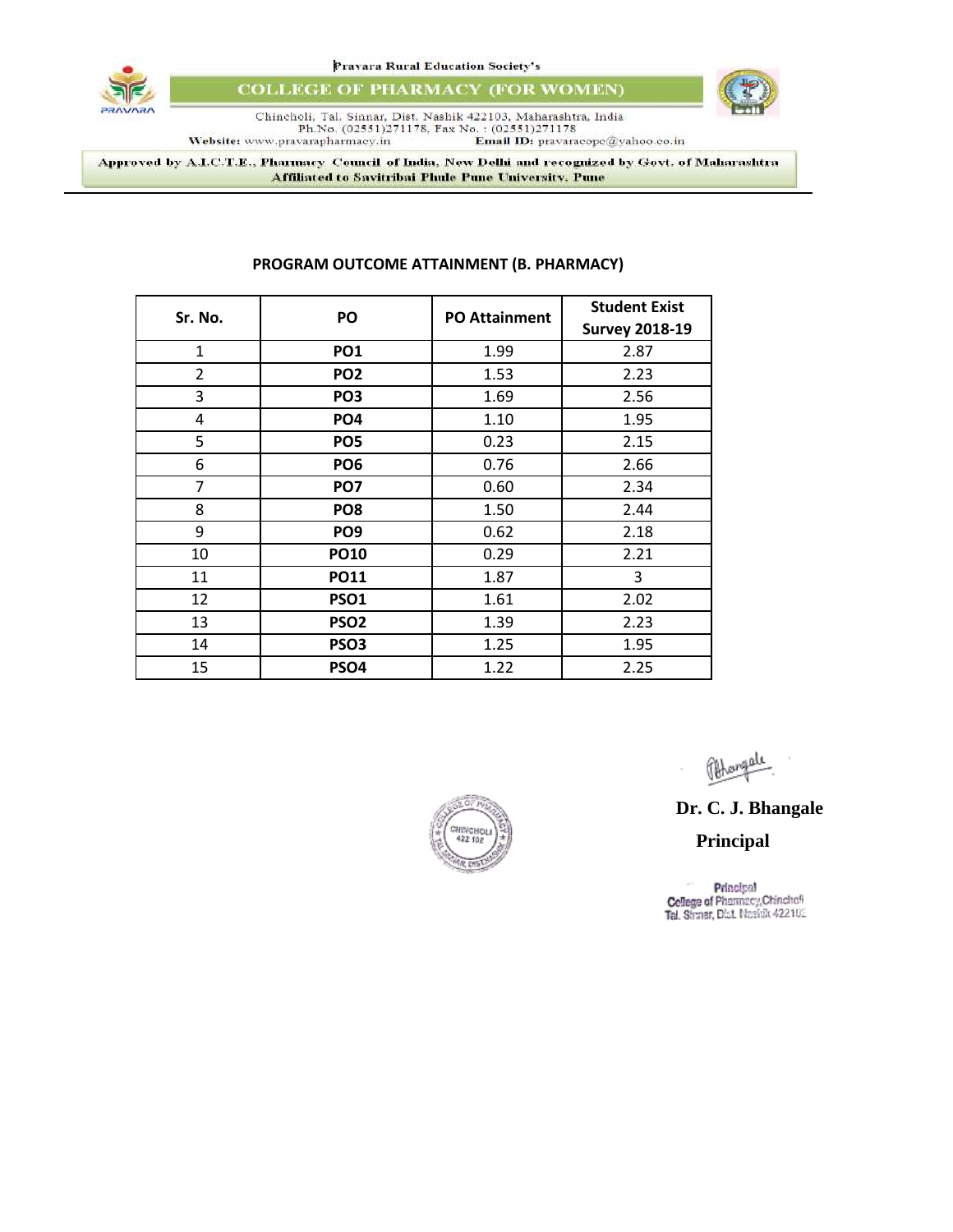Pravara Rural Education Society's

**COLLEGE OF PHARMACY (FOR WOMEN)**

Chincholi, Tal. Sinnar, Dist. Nashik 422103, Maharashtra, India
Ph.No. (02551)271178, Fax No. : (02551)271178
Website: www.pravarapharmacy.in Email ID: pravaracope@yahoo.co.in

Approved by A.I.C.T.E., Pharmacy Council of India, New Delhi and recognized by Govt. of Maharashtra
Affiliated to Savitribai Phule Pune University, Pune

## PROGRAM OUTCOME ATTAINMENT (B. PHARMACY)

| Sr. No. | PO | PO Attainment | Student Exist Survey 2018-19 |
|---|---|---|---|
| 1 | **PO1** | 1.99 | 2.87 |
| 2 | **PO2** | 1.53 | 2.23 |
| 3 | **PO3** | 1.69 | 2.56 |
| 4 | **PO4** | 1.10 | 1.95 |
| 5 | **PO5** | 0.23 | 2.15 |
| 6 | **PO6** | 0.76 | 2.66 |
| 7 | **PO7** | 0.60 | 2.34 |
| 8 | **PO8** | 1.50 | 2.44 |
| 9 | **PO9** | 0.62 | 2.18 |
| 10 | **PO10** | 0.29 | 2.21 |
| 11 | **PO11** | 1.87 | 3 |
| 12 | **PSO1** | 1.61 | 2.02 |
| 13 | **PSO2** | 1.39 | 2.23 |
| 14 | **PSO3** | 1.25 | 1.95 |
| 15 | **PSO4** | 1.22 | 2.25 |

**Dr. C. J. Bhangale**

**Principal**

Principal
College of Pharmacy, Chincholi
Tal. Sinnar, Dist. Nashik 422102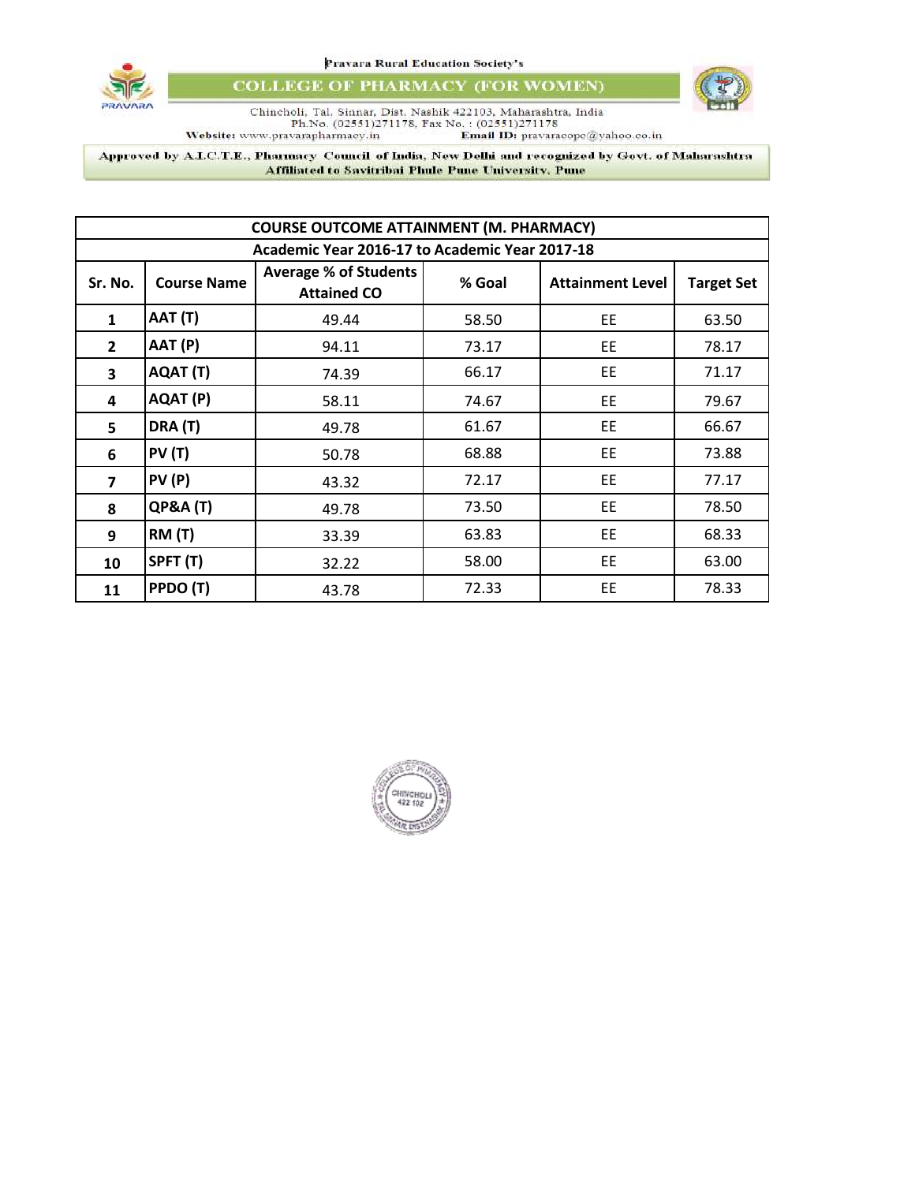Pravara Rural Education Society's

# COLLEGE OF PHARMACY (FOR WOMEN)

Chincholi, Tal. Sinnar, Dist. Nashik 422103, Maharashtra, India
Ph.No. (02551)271178, Fax No. : (02551)271178
Website: www.pravarapharmacy.in Email ID: pravaracopc@yahoo.co.in

Approved by A.I.C.T.E., Pharmacy Council of India, New Delhi and recognized by Govt. of Maharashtra
Affiliated to Savitribai Phule Pune University, Pune

| COURSE OUTCOME ATTAINMENT (M. PHARMACY) | | | | | |
|---|---|---|---|---|---|
| Academic Year 2016-17 to Academic Year 2017-18 | | | | | |
| Sr. No. | Course Name | Average % of Students Attained CO | % Goal | Attainment Level | Target Set |
| 1 | AAT (T) | 49.44 | 58.50 | EE | 63.50 |
| 2 | AAT (P) | 94.11 | 73.17 | EE | 78.17 |
| 3 | AQAT (T) | 74.39 | 66.17 | EE | 71.17 |
| 4 | AQAT (P) | 58.11 | 74.67 | EE | 79.67 |
| 5 | DRA (T) | 49.78 | 61.67 | EE | 66.67 |
| 6 | PV (T) | 50.78 | 68.88 | EE | 73.88 |
| 7 | PV (P) | 43.32 | 72.17 | EE | 77.17 |
| 8 | QP&A (T) | 49.78 | 73.50 | EE | 78.50 |
| 9 | RM (T) | 33.39 | 63.83 | EE | 68.33 |
| 10 | SPFT (T) | 32.22 | 58.00 | EE | 63.00 |
| 11 | PPDO (T) | 43.78 | 72.33 | EE | 78.33 |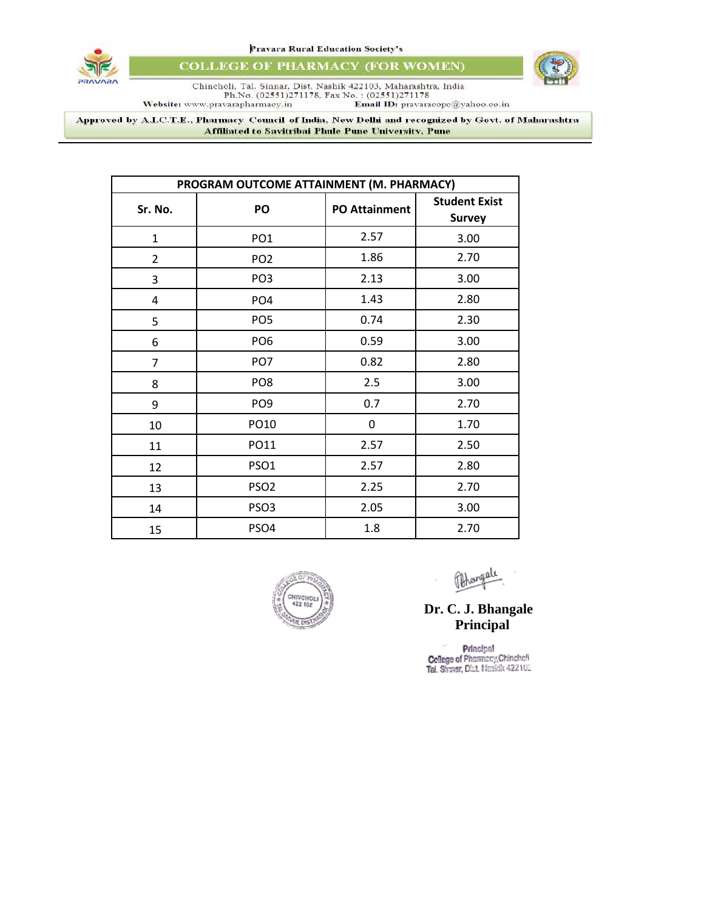Pravara Rural Education Society's

# COLLEGE OF PHARMACY (FOR WOMEN)

Chincholi, Tal. Sinnar, Dist. Nashik 422103, Maharashtra, India
Ph.No. (02551)271178, Fax No. : (02551)271178
Website: www.pravarapharmacy.in Email ID: pravaracopc@yahoo.co.in

Approved by A.I.C.T.E., Pharmacy Council of India, New Delhi and recognized by Govt. of Maharashtra
Affiliated to Savitribai Phule Pune University, Pune

| PROGRAM OUTCOME ATTAINMENT (M. PHARMACY) | | | |
|---|---|---|---|
| Sr. No. | PO | PO Attainment | Student Exist Survey |
| 1 | PO1 | 2.57 | 3.00 |
| 2 | PO2 | 1.86 | 2.70 |
| 3 | PO3 | 2.13 | 3.00 |
| 4 | PO4 | 1.43 | 2.80 |
| 5 | PO5 | 0.74 | 2.30 |
| 6 | PO6 | 0.59 | 3.00 |
| 7 | PO7 | 0.82 | 2.80 |
| 8 | PO8 | 2.5 | 3.00 |
| 9 | PO9 | 0.7 | 2.70 |
| 10 | PO10 | 0 | 1.70 |
| 11 | PO11 | 2.57 | 2.50 |
| 12 | PSO1 | 2.57 | 2.80 |
| 13 | PSO2 | 2.25 | 2.70 |
| 14 | PSO3 | 2.05 | 3.00 |
| 15 | PSO4 | 1.8 | 2.70 |

COLLEGE OF PHARMACY CHINCHOLI 422 102 TAL SINNAR DIST NASHIK

**Dr. C. J. Bhangale**
**Principal**

Principal
College of Pharmacy,Chincholi
Tal. Sinnar, Dist. Nashik 422102